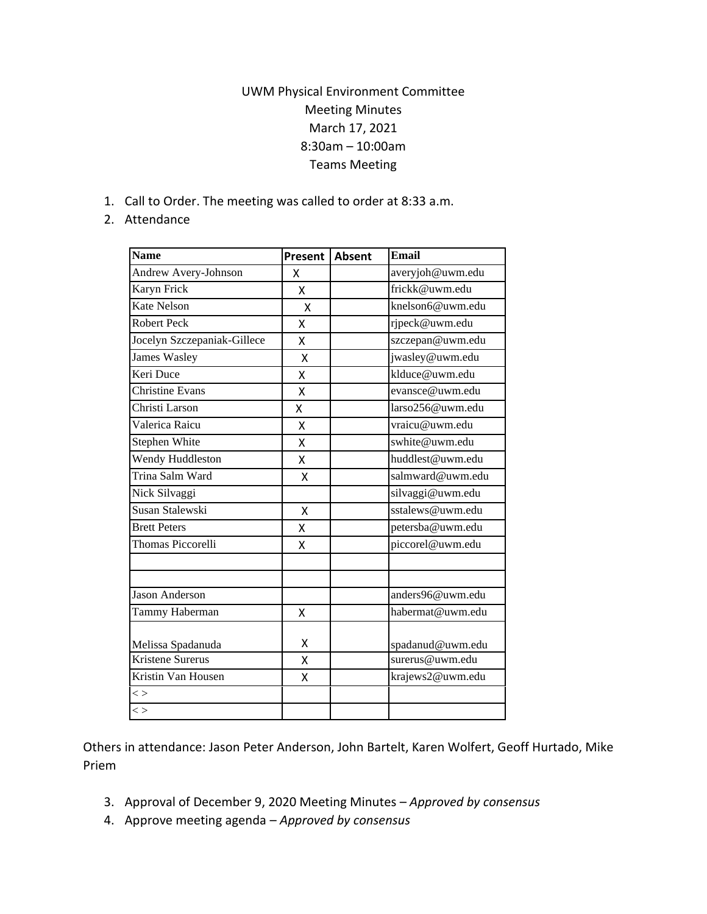UWM Physical Environment Committee
Meeting Minutes
March 17, 2021
8:30am – 10:00am
Teams Meeting

1. Call to Order. The meeting was called to order at 8:33 a.m.
2. Attendance

| Name | Present | Absent | Email |
|---|---|---|---|
| Andrew Avery-Johnson | X | | averyjoh@uwm.edu |
| Karyn Frick | X | | frickk@uwm.edu |
| Kate Nelson | X | | knelson6@uwm.edu |
| Robert Peck | X | | rjpeck@uwm.edu |
| Jocelyn Szczepaniak-Gillece | X | | szczepan@uwm.edu |
| James Wasley | X | | jwasley@uwm.edu |
| Keri Duce | X | | klduce@uwm.edu |
| Christine Evans | X | | evansce@uwm.edu |
| Christi Larson | X | | larso256@uwm.edu |
| Valerica Raicu | X | | vraicu@uwm.edu |
| Stephen White | X | | swhite@uwm.edu |
| Wendy Huddleston | X | | huddlest@uwm.edu |
| Trina Salm Ward | X | | salmward@uwm.edu |
| Nick Silvaggi | | | silvaggi@uwm.edu |
| Susan Stalewski | X | | sstalews@uwm.edu |
| Brett Peters | X | | petersba@uwm.edu |
| Thomas Piccorelli | X | | piccorel@uwm.edu |
| | | | |
| | | | |
| Jason Anderson | | | anders96@uwm.edu |
| Tammy Haberman | X | | habermat@uwm.edu |
| Melissa Spadanuda | X | | spadanud@uwm.edu |
| Kristene Surerus | X | | surerus@uwm.edu |
| Kristin Van Housen | X | | krajews2@uwm.edu |
| < > | | | |
| < > | | | |

Others in attendance: Jason Peter Anderson, John Bartelt, Karen Wolfert, Geoff Hurtado, Mike Priem

3. Approval of December 9, 2020 Meeting Minutes – *Approved by consensus*
4. Approve meeting agenda – *Approved by consensus*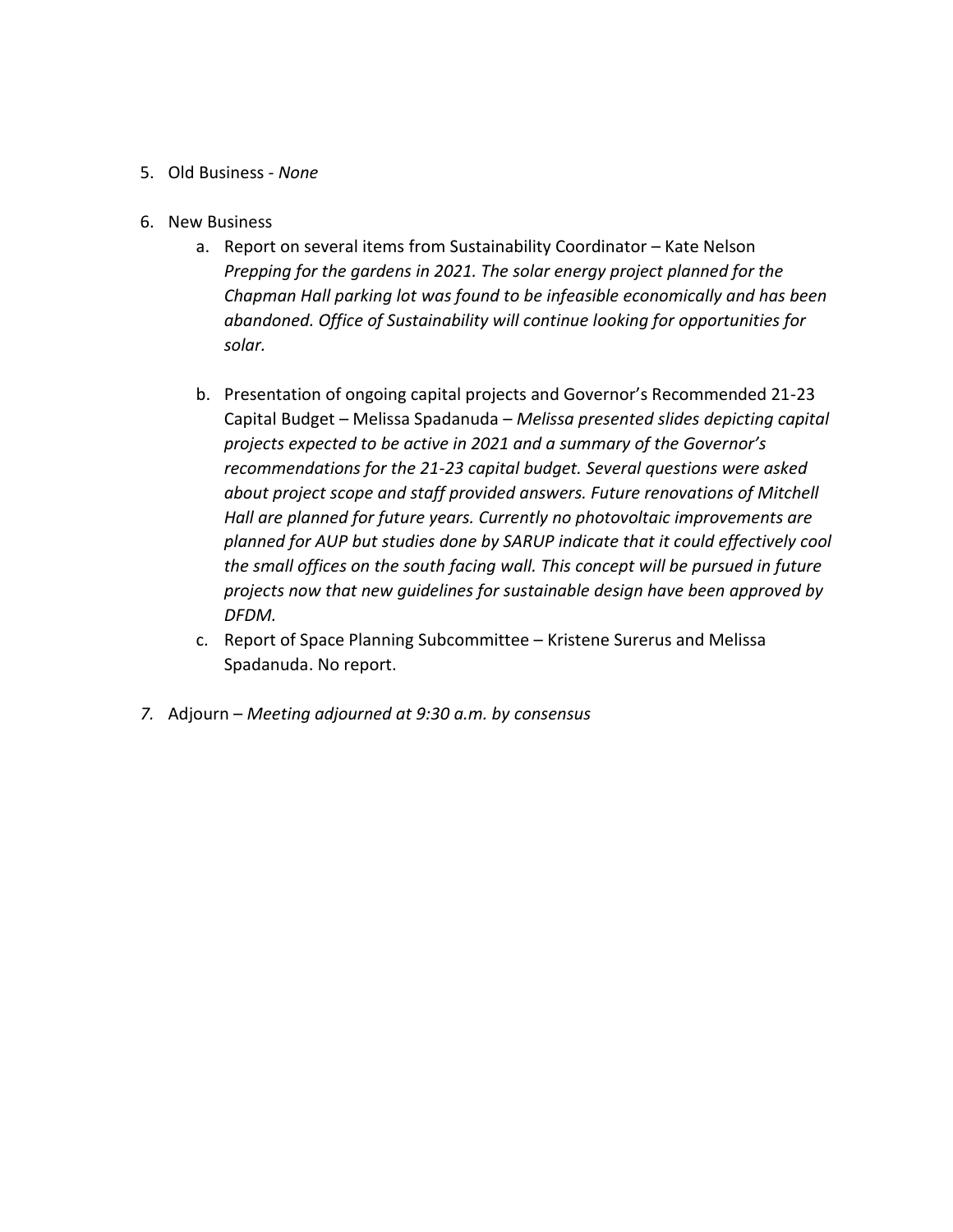5. Old Business - *None*

6. New Business
   a. Report on several items from Sustainability Coordinator – Kate Nelson *Prepping for the gardens in 2021. The solar energy project planned for the Chapman Hall parking lot was found to be infeasible economically and has been abandoned. Office of Sustainability will continue looking for opportunities for solar.*

   b. Presentation of ongoing capital projects and Governor's Recommended 21-23 Capital Budget – Melissa Spadanuda – *Melissa presented slides depicting capital projects expected to be active in 2021 and a summary of the Governor's recommendations for the 21-23 capital budget. Several questions were asked about project scope and staff provided answers. Future renovations of Mitchell Hall are planned for future years. Currently no photovoltaic improvements are planned for AUP but studies done by SARUP indicate that it could effectively cool the small offices on the south facing wall. This concept will be pursued in future projects now that new guidelines for sustainable design have been approved by DFDM.*
   c. Report of Space Planning Subcommittee – Kristene Surerus and Melissa Spadanuda. No report.

7. Adjourn – *Meeting adjourned at 9:30 a.m. by consensus*